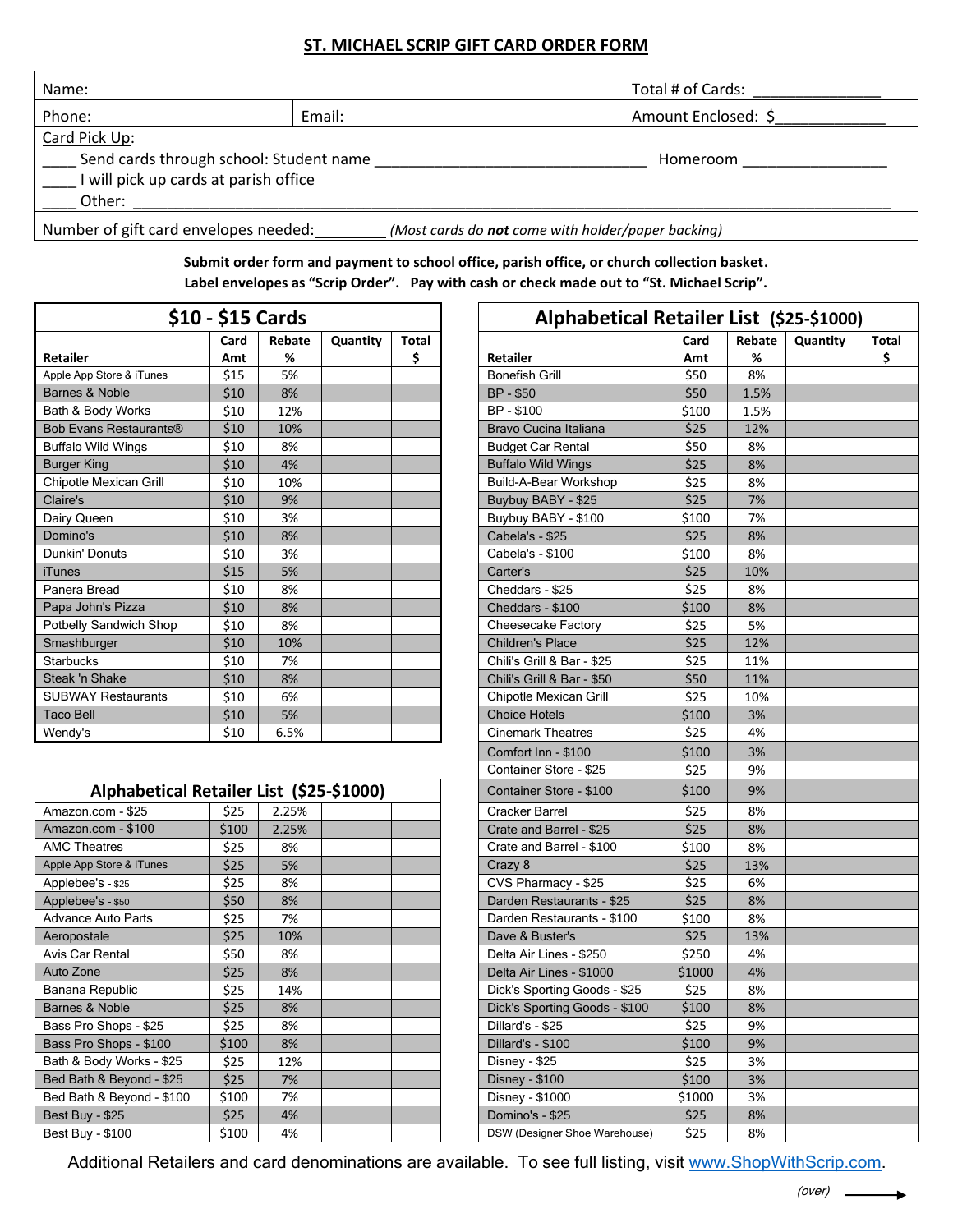# ST. MICHAEL SCRIP GIFT CARD ORDER FORM

| Name: | | Total # of Cards: _______________ |
|---|---|---|
| Phone: | Email: | Amount Enclosed: $_____________ |

Card Pick Up:

____ Send cards through school: Student name _________________________________ Homeroom _________________

____ I will pick up cards at parish office

____ Other: ________________________________________________________________________________________

Number of gift card envelopes needed:________ *(Most cards do **not** come with holder/paper backing)*

**Submit order form and payment to school office, parish office, or church collection basket.**
**Label envelopes as "Scrip Order". Pay with cash or check made out to "St. Michael Scrip".**

## $10 - $15 Cards

| Retailer | Card Amt | Rebate % | Quantity | Total $ |
|---|---|---|---|---|
| Apple App Store & iTunes | $15 | 5% | | |
| Barnes & Noble | $10 | 8% | | |
| Bath & Body Works | $10 | 12% | | |
| Bob Evans Restaurants® | $10 | 10% | | |
| Buffalo Wild Wings | $10 | 8% | | |
| Burger King | $10 | 4% | | |
| Chipotle Mexican Grill | $10 | 10% | | |
| Claire's | $10 | 9% | | |
| Dairy Queen | $10 | 3% | | |
| Domino's | $10 | 8% | | |
| Dunkin' Donuts | $10 | 3% | | |
| iTunes | $15 | 5% | | |
| Panera Bread | $10 | 8% | | |
| Papa John's Pizza | $10 | 8% | | |
| Potbelly Sandwich Shop | $10 | 8% | | |
| Smashburger | $10 | 10% | | |
| Starbucks | $10 | 7% | | |
| Steak 'n Shake | $10 | 8% | | |
| SUBWAY Restaurants | $10 | 6% | | |
| Taco Bell | $10 | 5% | | |
| Wendy's | $10 | 6.5% | | |

## Alphabetical Retailer List ($25-$1000)

| Retailer | Card Amt | Rebate % | Quantity | Total $ |
|---|---|---|---|---|
| Amazon.com - $25 | $25 | 2.25% | | |
| Amazon.com - $100 | $100 | 2.25% | | |
| AMC Theatres | $25 | 8% | | |
| Apple App Store & iTunes | $25 | 5% | | |
| Applebee's - $25 | $25 | 8% | | |
| Applebee's - $50 | $50 | 8% | | |
| Advance Auto Parts | $25 | 7% | | |
| Aeropostale | $25 | 10% | | |
| Avis Car Rental | $50 | 8% | | |
| Auto Zone | $25 | 8% | | |
| Banana Republic | $25 | 14% | | |
| Barnes & Noble | $25 | 8% | | |
| Bass Pro Shops - $25 | $25 | 8% | | |
| Bass Pro Shops - $100 | $100 | 8% | | |
| Bath & Body Works - $25 | $25 | 12% | | |
| Bed Bath & Beyond - $25 | $25 | 7% | | |
| Bed Bath & Beyond - $100 | $100 | 7% | | |
| Best Buy - $25 | $25 | 4% | | |
| Best Buy - $100 | $100 | 4% | | |
| Bonefish Grill | $50 | 8% | | |
| BP - $50 | $50 | 1.5% | | |
| BP - $100 | $100 | 1.5% | | |
| Bravo Cucina Italiana | $25 | 12% | | |
| Budget Car Rental | $50 | 8% | | |
| Buffalo Wild Wings | $25 | 8% | | |
| Build-A-Bear Workshop | $25 | 8% | | |
| Buybuy BABY - $25 | $25 | 7% | | |
| Buybuy BABY - $100 | $100 | 7% | | |
| Cabela's - $25 | $25 | 8% | | |
| Cabela's - $100 | $100 | 8% | | |
| Carter's | $25 | 10% | | |
| Cheddars - $25 | $25 | 8% | | |
| Cheddars - $100 | $100 | 8% | | |
| Cheesecake Factory | $25 | 5% | | |
| Children's Place | $25 | 12% | | |
| Chili's Grill & Bar - $25 | $25 | 11% | | |
| Chili's Grill & Bar - $50 | $50 | 11% | | |
| Chipotle Mexican Grill | $25 | 10% | | |
| Choice Hotels | $100 | 3% | | |
| Cinemark Theatres | $25 | 4% | | |
| Comfort Inn - $100 | $100 | 3% | | |
| Container Store - $25 | $25 | 9% | | |
| Container Store - $100 | $100 | 9% | | |
| Cracker Barrel | $25 | 8% | | |
| Crate and Barrel - $25 | $25 | 8% | | |
| Crate and Barrel - $100 | $100 | 8% | | |
| Crazy 8 | $25 | 13% | | |
| CVS Pharmacy - $25 | $25 | 6% | | |
| Darden Restaurants - $25 | $25 | 8% | | |
| Darden Restaurants - $100 | $100 | 8% | | |
| Dave & Buster's | $25 | 13% | | |
| Delta Air Lines - $250 | $250 | 4% | | |
| Delta Air Lines - $1000 | $1000 | 4% | | |
| Dick's Sporting Goods - $25 | $25 | 8% | | |
| Dick's Sporting Goods - $100 | $100 | 8% | | |
| Dillard's - $25 | $25 | 9% | | |
| Dillard's - $100 | $100 | 9% | | |
| Disney - $25 | $25 | 3% | | |
| Disney - $100 | $100 | 3% | | |
| Disney - $1000 | $1000 | 3% | | |
| Domino's - $25 | $25 | 8% | | |
| DSW (Designer Shoe Warehouse) | $25 | 8% | | |

Additional Retailers and card denominations are available. To see full listing, visit www.ShopWithScrip.com.

*(over)* →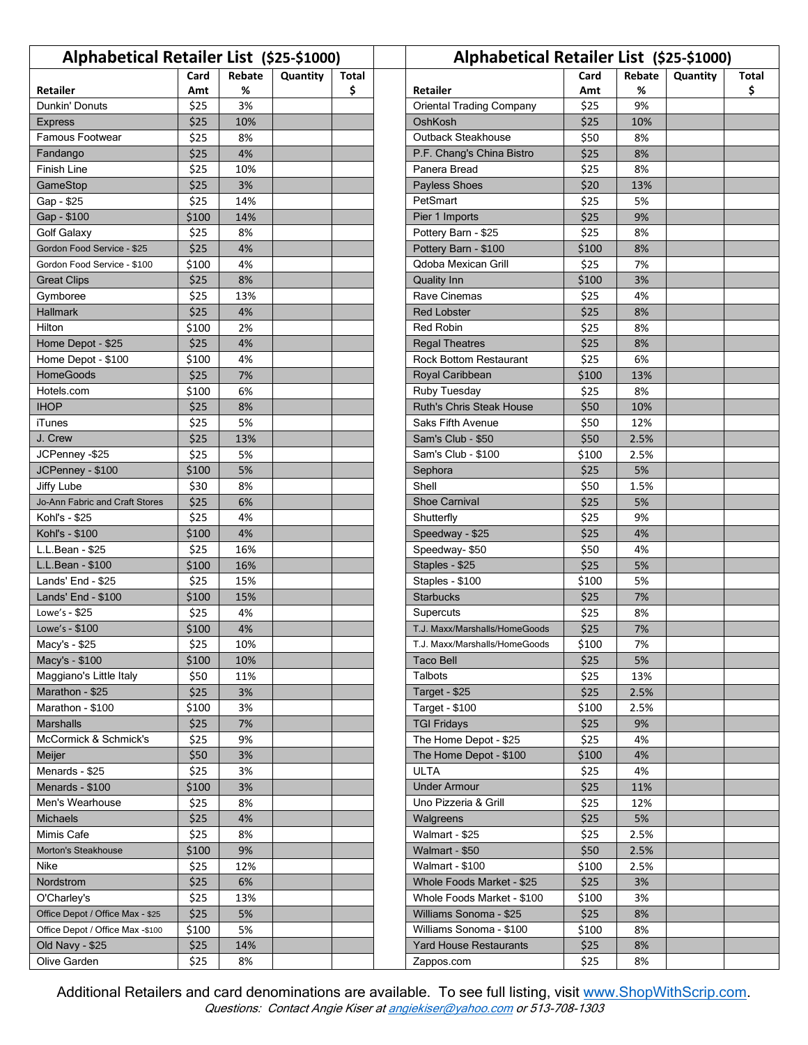## Alphabetical Retailer List ($25-$1000)

| Retailer | Card Amt | Rebate % | Quantity | Total $ |
|---|---|---|---|---|
| Dunkin' Donuts | $25 | 3% | | |
| Express | $25 | 10% | | |
| Famous Footwear | $25 | 8% | | |
| Fandango | $25 | 4% | | |
| Finish Line | $25 | 10% | | |
| GameStop | $25 | 3% | | |
| Gap - $25 | $25 | 14% | | |
| Gap - $100 | $100 | 14% | | |
| Golf Galaxy | $25 | 8% | | |
| Gordon Food Service - $25 | $25 | 4% | | |
| Gordon Food Service - $100 | $100 | 4% | | |
| Great Clips | $25 | 8% | | |
| Gymboree | $25 | 13% | | |
| Hallmark | $25 | 4% | | |
| Hilton | $100 | 2% | | |
| Home Depot - $25 | $25 | 4% | | |
| Home Depot - $100 | $100 | 4% | | |
| HomeGoods | $25 | 7% | | |
| Hotels.com | $100 | 6% | | |
| IHOP | $25 | 8% | | |
| iTunes | $25 | 5% | | |
| J. Crew | $25 | 13% | | |
| JCPenney -$25 | $25 | 5% | | |
| JCPenney - $100 | $100 | 5% | | |
| Jiffy Lube | $30 | 8% | | |
| Jo-Ann Fabric and Craft Stores | $25 | 6% | | |
| Kohl's - $25 | $25 | 4% | | |
| Kohl's - $100 | $100 | 4% | | |
| L.L.Bean - $25 | $25 | 16% | | |
| L.L.Bean - $100 | $100 | 16% | | |
| Lands' End - $25 | $25 | 15% | | |
| Lands' End - $100 | $100 | 15% | | |
| Lowe's - $25 | $25 | 4% | | |
| Lowe's - $100 | $100 | 4% | | |
| Macy's - $25 | $25 | 10% | | |
| Macy's - $100 | $100 | 10% | | |
| Maggiano's Little Italy | $50 | 11% | | |
| Marathon - $25 | $25 | 3% | | |
| Marathon - $100 | $100 | 3% | | |
| Marshalls | $25 | 7% | | |
| McCormick & Schmick's | $25 | 9% | | |
| Meijer | $50 | 3% | | |
| Menards - $25 | $25 | 3% | | |
| Menards - $100 | $100 | 3% | | |
| Men's Wearhouse | $25 | 8% | | |
| Michaels | $25 | 4% | | |
| Mimis Cafe | $25 | 8% | | |
| Morton's Steakhouse | $100 | 9% | | |
| Nike | $25 | 12% | | |
| Nordstrom | $25 | 6% | | |
| O'Charley's | $25 | 13% | | |
| Office Depot / Office Max - $25 | $25 | 5% | | |
| Office Depot / Office Max -$100 | $100 | 5% | | |
| Old Navy - $25 | $25 | 14% | | |
| Olive Garden | $25 | 8% | | |

## Alphabetical Retailer List ($25-$1000)

| Retailer | Card Amt | Rebate % | Quantity | Total $ |
|---|---|---|---|---|
| Oriental Trading Company | $25 | 9% | | |
| OshKosh | $25 | 10% | | |
| Outback Steakhouse | $50 | 8% | | |
| P.F. Chang's China Bistro | $25 | 8% | | |
| Panera Bread | $25 | 8% | | |
| Payless Shoes | $20 | 13% | | |
| PetSmart | $25 | 5% | | |
| Pier 1 Imports | $25 | 9% | | |
| Pottery Barn - $25 | $25 | 8% | | |
| Pottery Barn - $100 | $100 | 8% | | |
| Qdoba Mexican Grill | $25 | 7% | | |
| Quality Inn | $100 | 3% | | |
| Rave Cinemas | $25 | 4% | | |
| Red Lobster | $25 | 8% | | |
| Red Robin | $25 | 8% | | |
| Regal Theatres | $25 | 8% | | |
| Rock Bottom Restaurant | $25 | 6% | | |
| Royal Caribbean | $100 | 13% | | |
| Ruby Tuesday | $25 | 8% | | |
| Ruth's Chris Steak House | $50 | 10% | | |
| Saks Fifth Avenue | $50 | 12% | | |
| Sam's Club - $50 | $50 | 2.5% | | |
| Sam's Club - $100 | $100 | 2.5% | | |
| Sephora | $25 | 5% | | |
| Shell | $50 | 1.5% | | |
| Shoe Carnival | $25 | 5% | | |
| Shutterfly | $25 | 9% | | |
| Speedway - $25 | $25 | 4% | | |
| Speedway- $50 | $50 | 4% | | |
| Staples - $25 | $25 | 5% | | |
| Staples - $100 | $100 | 5% | | |
| Starbucks | $25 | 7% | | |
| Supercuts | $25 | 8% | | |
| T.J. Maxx/Marshalls/HomeGoods | $25 | 7% | | |
| T.J. Maxx/Marshalls/HomeGoods | $100 | 7% | | |
| Taco Bell | $25 | 5% | | |
| Talbots | $25 | 13% | | |
| Target - $25 | $25 | 2.5% | | |
| Target - $100 | $100 | 2.5% | | |
| TGI Fridays | $25 | 9% | | |
| The Home Depot - $25 | $25 | 4% | | |
| The Home Depot - $100 | $100 | 4% | | |
| ULTA | $25 | 4% | | |
| Under Armour | $25 | 11% | | |
| Uno Pizzeria & Grill | $25 | 12% | | |
| Walgreens | $25 | 5% | | |
| Walmart - $25 | $25 | 2.5% | | |
| Walmart - $50 | $50 | 2.5% | | |
| Walmart - $100 | $100 | 2.5% | | |
| Whole Foods Market - $25 | $25 | 3% | | |
| Whole Foods Market - $100 | $100 | 3% | | |
| Williams Sonoma - $25 | $25 | 8% | | |
| Williams Sonoma - $100 | $100 | 8% | | |
| Yard House Restaurants | $25 | 8% | | |
| Zappos.com | $25 | 8% | | |

Additional Retailers and card denominations are available. To see full listing, visit www.ShopWithScrip.com.

*Questions: Contact Angie Kiser at angiekiser@yahoo.com or 513-708-1303*